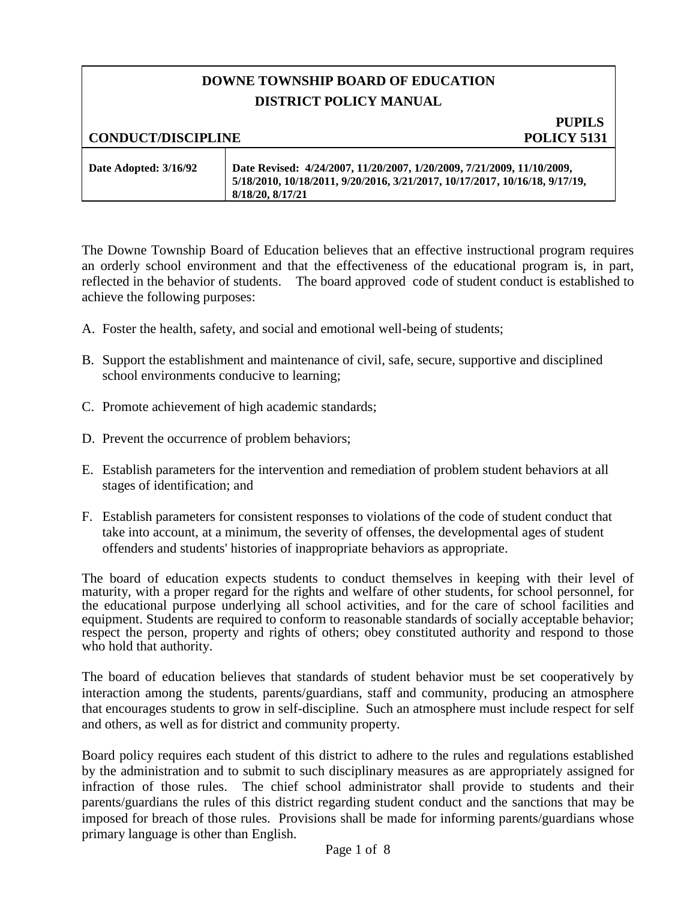# DOWNE TOWNSHIP BOARD OF EDUCATION
## DISTRICT POLICY MANUAL

**CONDUCT/DISCIPLINE** | **PUPILS POLICY 5131**

| Date Adopted: 3/16/92 | Date Revised: 4/24/2007, 11/20/2007, 1/20/2009, 7/21/2009, 11/10/2009, 5/18/2010, 10/18/2011, 9/20/2016, 3/21/2017, 10/17/2017, 10/16/18, 9/17/19, 8/18/20, 8/17/21 |
|---|---|

The Downe Township Board of Education believes that an effective instructional program requires an orderly school environment and that the effectiveness of the educational program is, in part, reflected in the behavior of students. The board approved code of student conduct is established to achieve the following purposes:

A. Foster the health, safety, and social and emotional well-being of students;

B. Support the establishment and maintenance of civil, safe, secure, supportive and disciplined school environments conducive to learning;

C. Promote achievement of high academic standards;

D. Prevent the occurrence of problem behaviors;

E. Establish parameters for the intervention and remediation of problem student behaviors at all stages of identification; and

F. Establish parameters for consistent responses to violations of the code of student conduct that take into account, at a minimum, the severity of offenses, the developmental ages of student offenders and students' histories of inappropriate behaviors as appropriate.

The board of education expects students to conduct themselves in keeping with their level of maturity, with a proper regard for the rights and welfare of other students, for school personnel, for the educational purpose underlying all school activities, and for the care of school facilities and equipment. Students are required to conform to reasonable standards of socially acceptable behavior; respect the person, property and rights of others; obey constituted authority and respond to those who hold that authority.

The board of education believes that standards of student behavior must be set cooperatively by interaction among the students, parents/guardians, staff and community, producing an atmosphere that encourages students to grow in self-discipline. Such an atmosphere must include respect for self and others, as well as for district and community property.

Board policy requires each student of this district to adhere to the rules and regulations established by the administration and to submit to such disciplinary measures as are appropriately assigned for infraction of those rules. The chief school administrator shall provide to students and their parents/guardians the rules of this district regarding student conduct and the sanctions that may be imposed for breach of those rules. Provisions shall be made for informing parents/guardians whose primary language is other than English.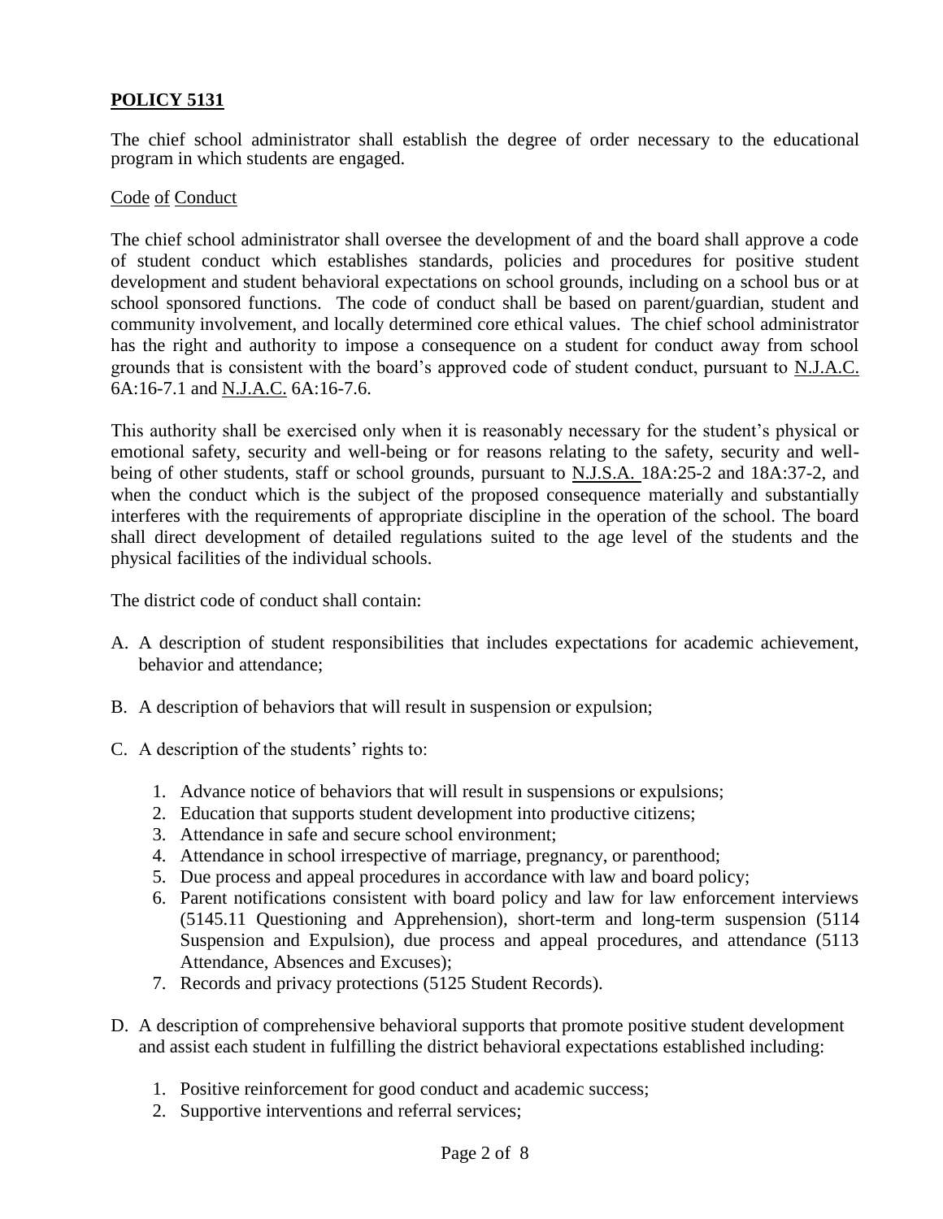**POLICY 5131**

The chief school administrator shall establish the degree of order necessary to the educational program in which students are engaged.

Code of Conduct

The chief school administrator shall oversee the development of and the board shall approve a code of student conduct which establishes standards, policies and procedures for positive student development and student behavioral expectations on school grounds, including on a school bus or at school sponsored functions. The code of conduct shall be based on parent/guardian, student and community involvement, and locally determined core ethical values. The chief school administrator has the right and authority to impose a consequence on a student for conduct away from school grounds that is consistent with the board's approved code of student conduct, pursuant to N.J.A.C. 6A:16-7.1 and N.J.A.C. 6A:16-7.6.

This authority shall be exercised only when it is reasonably necessary for the student's physical or emotional safety, security and well-being or for reasons relating to the safety, security and well-being of other students, staff or school grounds, pursuant to N.J.S.A. 18A:25-2 and 18A:37-2, and when the conduct which is the subject of the proposed consequence materially and substantially interferes with the requirements of appropriate discipline in the operation of the school. The board shall direct development of detailed regulations suited to the age level of the students and the physical facilities of the individual schools.

The district code of conduct shall contain:

A. A description of student responsibilities that includes expectations for academic achievement, behavior and attendance;

B. A description of behaviors that will result in suspension or expulsion;

C. A description of the students' rights to:

   1. Advance notice of behaviors that will result in suspensions or expulsions;
   2. Education that supports student development into productive citizens;
   3. Attendance in safe and secure school environment;
   4. Attendance in school irrespective of marriage, pregnancy, or parenthood;
   5. Due process and appeal procedures in accordance with law and board policy;
   6. Parent notifications consistent with board policy and law for law enforcement interviews (5145.11 Questioning and Apprehension), short-term and long-term suspension (5114 Suspension and Expulsion), due process and appeal procedures, and attendance (5113 Attendance, Absences and Excuses);
   7. Records and privacy protections (5125 Student Records).

D. A description of comprehensive behavioral supports that promote positive student development and assist each student in fulfilling the district behavioral expectations established including:

   1. Positive reinforcement for good conduct and academic success;
   2. Supportive interventions and referral services;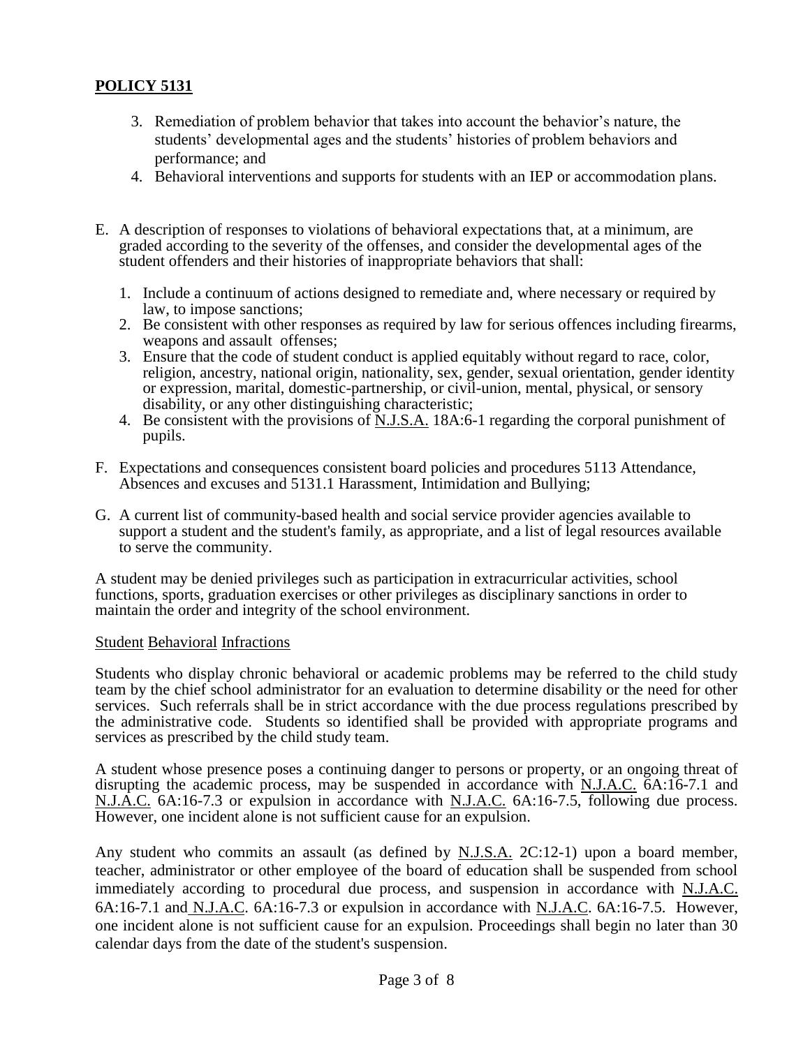3. Remediation of problem behavior that takes into account the behavior's nature, the students' developmental ages and the students' histories of problem behaviors and performance; and
4. Behavioral interventions and supports for students with an IEP or accommodation plans.

E. A description of responses to violations of behavioral expectations that, at a minimum, are graded according to the severity of the offenses, and consider the developmental ages of the student offenders and their histories of inappropriate behaviors that shall:

1. Include a continuum of actions designed to remediate and, where necessary or required by law, to impose sanctions;
2. Be consistent with other responses as required by law for serious offences including firearms, weapons and assault offenses;
3. Ensure that the code of student conduct is applied equitably without regard to race, color, religion, ancestry, national origin, nationality, sex, gender, sexual orientation, gender identity or expression, marital, domestic-partnership, or civil-union, mental, physical, or sensory disability, or any other distinguishing characteristic;
4. Be consistent with the provisions of N.J.S.A. 18A:6-1 regarding the corporal punishment of pupils.

F. Expectations and consequences consistent board policies and procedures 5113 Attendance, Absences and excuses and 5131.1 Harassment, Intimidation and Bullying;

G. A current list of community-based health and social service provider agencies available to support a student and the student's family, as appropriate, and a list of legal resources available to serve the community.

A student may be denied privileges such as participation in extracurricular activities, school functions, sports, graduation exercises or other privileges as disciplinary sanctions in order to maintain the order and integrity of the school environment.

Student Behavioral Infractions

Students who display chronic behavioral or academic problems may be referred to the child study team by the chief school administrator for an evaluation to determine disability or the need for other services. Such referrals shall be in strict accordance with the due process regulations prescribed by the administrative code. Students so identified shall be provided with appropriate programs and services as prescribed by the child study team.

A student whose presence poses a continuing danger to persons or property, or an ongoing threat of disrupting the academic process, may be suspended in accordance with N.J.A.C. 6A:16-7.1 and N.J.A.C. 6A:16-7.3 or expulsion in accordance with N.J.A.C. 6A:16-7.5, following due process. However, one incident alone is not sufficient cause for an expulsion.

Any student who commits an assault (as defined by N.J.S.A. 2C:12-1) upon a board member, teacher, administrator or other employee of the board of education shall be suspended from school immediately according to procedural due process, and suspension in accordance with N.J.A.C. 6A:16-7.1 and N.J.A.C. 6A:16-7.3 or expulsion in accordance with N.J.A.C. 6A:16-7.5. However, one incident alone is not sufficient cause for an expulsion. Proceedings shall begin no later than 30 calendar days from the date of the student's suspension.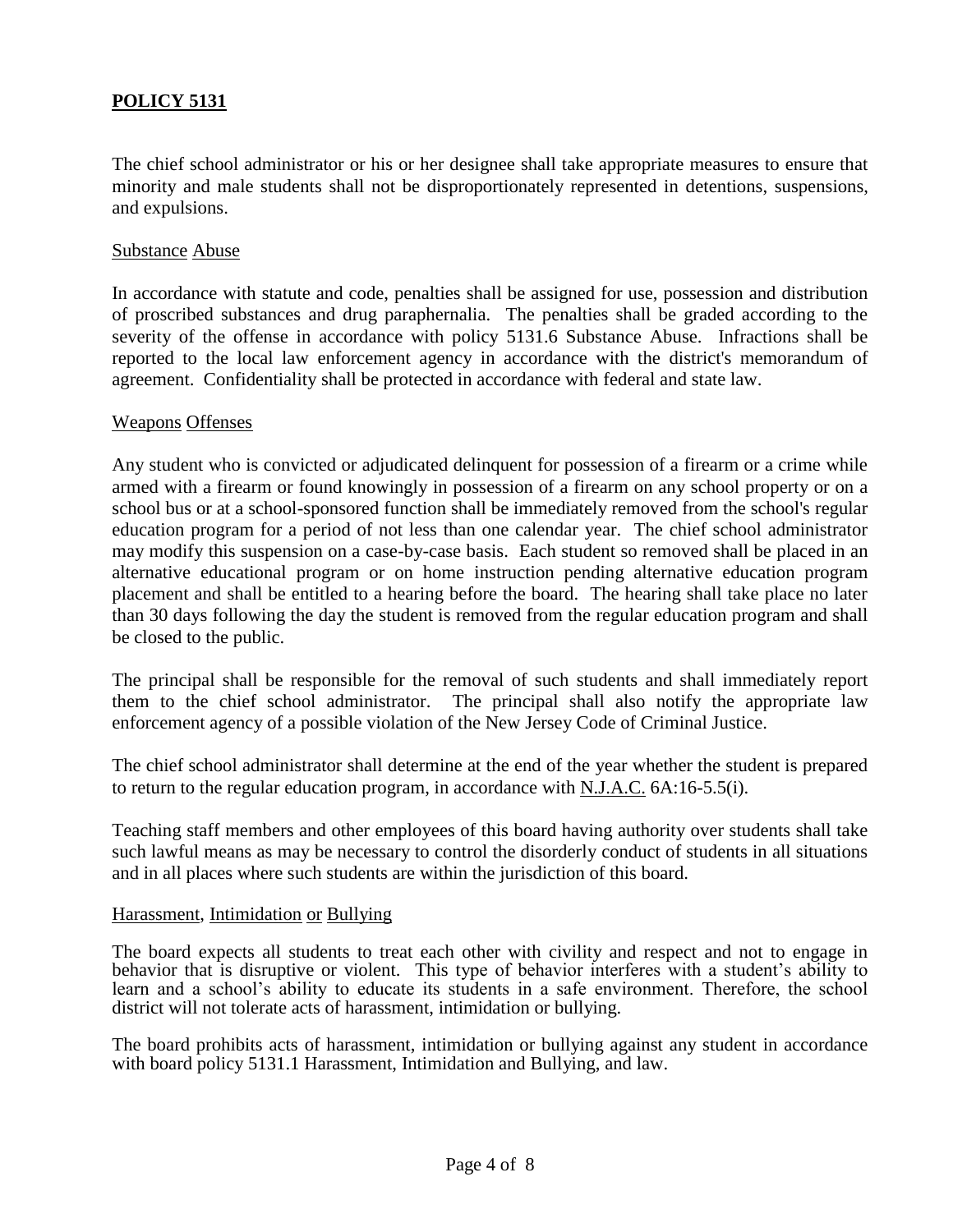**POLICY 5131**

The chief school administrator or his or her designee shall take appropriate measures to ensure that minority and male students shall not be disproportionately represented in detentions, suspensions, and expulsions.

Substance Abuse

In accordance with statute and code, penalties shall be assigned for use, possession and distribution of proscribed substances and drug paraphernalia. The penalties shall be graded according to the severity of the offense in accordance with policy 5131.6 Substance Abuse. Infractions shall be reported to the local law enforcement agency in accordance with the district's memorandum of agreement. Confidentiality shall be protected in accordance with federal and state law.

Weapons Offenses

Any student who is convicted or adjudicated delinquent for possession of a firearm or a crime while armed with a firearm or found knowingly in possession of a firearm on any school property or on a school bus or at a school-sponsored function shall be immediately removed from the school's regular education program for a period of not less than one calendar year. The chief school administrator may modify this suspension on a case-by-case basis. Each student so removed shall be placed in an alternative educational program or on home instruction pending alternative education program placement and shall be entitled to a hearing before the board. The hearing shall take place no later than 30 days following the day the student is removed from the regular education program and shall be closed to the public.

The principal shall be responsible for the removal of such students and shall immediately report them to the chief school administrator. The principal shall also notify the appropriate law enforcement agency of a possible violation of the New Jersey Code of Criminal Justice.

The chief school administrator shall determine at the end of the year whether the student is prepared to return to the regular education program, in accordance with N.J.A.C. 6A:16-5.5(i).

Teaching staff members and other employees of this board having authority over students shall take such lawful means as may be necessary to control the disorderly conduct of students in all situations and in all places where such students are within the jurisdiction of this board.

Harassment, Intimidation or Bullying

The board expects all students to treat each other with civility and respect and not to engage in behavior that is disruptive or violent. This type of behavior interferes with a student's ability to learn and a school's ability to educate its students in a safe environment. Therefore, the school district will not tolerate acts of harassment, intimidation or bullying.

The board prohibits acts of harassment, intimidation or bullying against any student in accordance with board policy 5131.1 Harassment, Intimidation and Bullying, and law.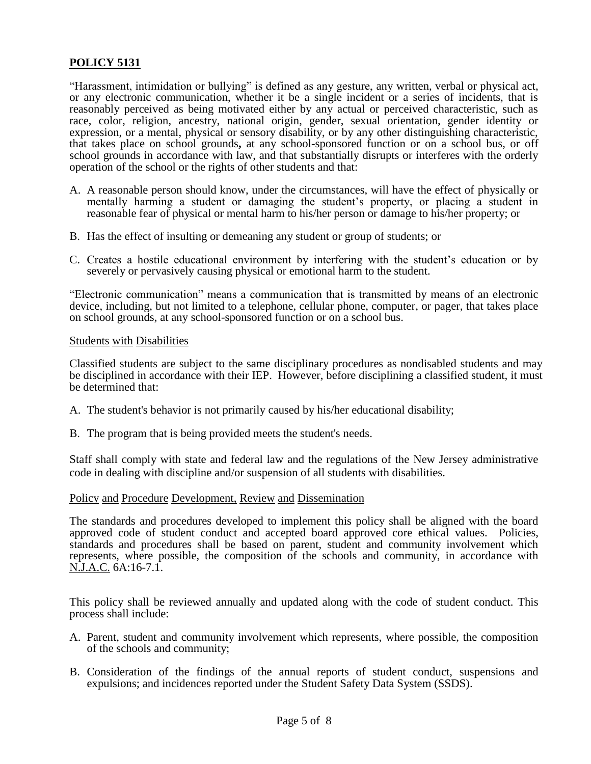## POLICY 5131

"Harassment, intimidation or bullying" is defined as any gesture, any written, verbal or physical act, or any electronic communication, whether it be a single incident or a series of incidents, that is reasonably perceived as being motivated either by any actual or perceived characteristic, such as race, color, religion, ancestry, national origin, gender, sexual orientation, gender identity or expression, or a mental, physical or sensory disability, or by any other distinguishing characteristic, that takes place on school grounds**,** at any school-sponsored function or on a school bus, or off school grounds in accordance with law, and that substantially disrupts or interferes with the orderly operation of the school or the rights of other students and that:

A. A reasonable person should know, under the circumstances, will have the effect of physically or mentally harming a student or damaging the student's property, or placing a student in reasonable fear of physical or mental harm to his/her person or damage to his/her property; or

B. Has the effect of insulting or demeaning any student or group of students; or

C. Creates a hostile educational environment by interfering with the student's education or by severely or pervasively causing physical or emotional harm to the student.

"Electronic communication" means a communication that is transmitted by means of an electronic device, including, but not limited to a telephone, cellular phone, computer, or pager, that takes place on school grounds, at any school-sponsored function or on a school bus.

Students with Disabilities

Classified students are subject to the same disciplinary procedures as nondisabled students and may be disciplined in accordance with their IEP. However, before disciplining a classified student, it must be determined that:

A. The student's behavior is not primarily caused by his/her educational disability;

B. The program that is being provided meets the student's needs.

Staff shall comply with state and federal law and the regulations of the New Jersey administrative code in dealing with discipline and/or suspension of all students with disabilities.

Policy and Procedure Development, Review and Dissemination

The standards and procedures developed to implement this policy shall be aligned with the board approved code of student conduct and accepted board approved core ethical values. Policies, standards and procedures shall be based on parent, student and community involvement which represents, where possible, the composition of the schools and community, in accordance with N.J.A.C. 6A:16-7.1.

This policy shall be reviewed annually and updated along with the code of student conduct. This process shall include:

A. Parent, student and community involvement which represents, where possible, the composition of the schools and community;

B. Consideration of the findings of the annual reports of student conduct, suspensions and expulsions; and incidences reported under the Student Safety Data System (SSDS).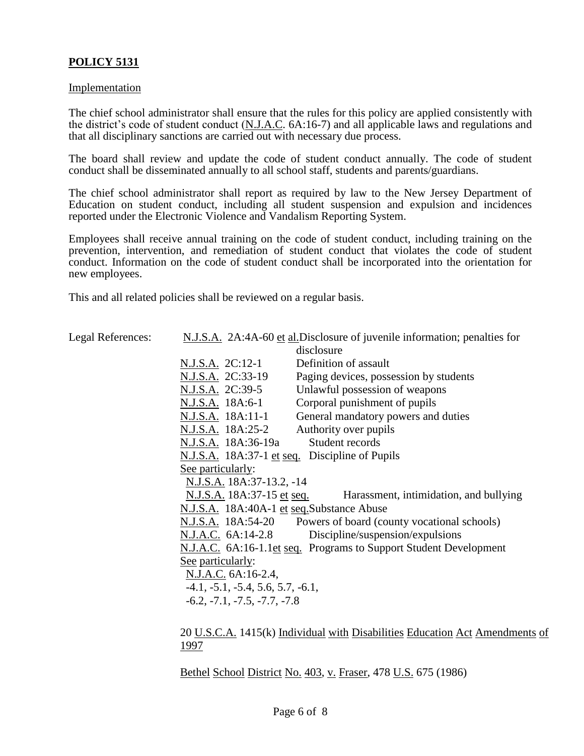**POLICY 5131**

Implementation

The chief school administrator shall ensure that the rules for this policy are applied consistently with the district's code of student conduct (N.J.A.C. 6A:16-7) and all applicable laws and regulations and that all disciplinary sanctions are carried out with necessary due process.

The board shall review and update the code of student conduct annually. The code of student conduct shall be disseminated annually to all school staff, students and parents/guardians.

The chief school administrator shall report as required by law to the New Jersey Department of Education on student conduct, including all student suspension and expulsion and incidences reported under the Electronic Violence and Vandalism Reporting System.

Employees shall receive annual training on the code of student conduct, including training on the prevention, intervention, and remediation of student conduct that violates the code of student conduct. Information on the code of student conduct shall be incorporated into the orientation for new employees.

This and all related policies shall be reviewed on a regular basis.

Legal References:

N.J.S.A. 2A:4A-60 et al. Disclosure of juvenile information; penalties for disclosure
N.J.S.A. 2C:12-1 Definition of assault
N.J.S.A. 2C:33-19 Paging devices, possession by students
N.J.S.A. 2C:39-5 Unlawful possession of weapons
N.J.S.A. 18A:6-1 Corporal punishment of pupils
N.J.S.A. 18A:11-1 General mandatory powers and duties
N.J.S.A. 18A:25-2 Authority over pupils
N.J.S.A. 18A:36-19a Student records
N.J.S.A. 18A:37-1 et seq. Discipline of Pupils
See particularly:
N.J.S.A. 18A:37-13.2, -14
N.J.S.A. 18A:37-15 et seq. Harassment, intimidation, and bullying
N.J.S.A. 18A:40A-1 et seq. Substance Abuse
N.J.S.A. 18A:54-20 Powers of board (county vocational schools)
N.J.A.C. 6A:14-2.8 Discipline/suspension/expulsions
N.J.A.C. 6A:16-1.1 et seq. Programs to Support Student Development
See particularly:
N.J.A.C. 6A:16-2.4,
-4.1, -5.1, -5.4, 5.6, 5.7, -6.1,
-6.2, -7.1, -7.5, -7.7, -7.8

20 U.S.C.A. 1415(k) Individual with Disabilities Education Act Amendments of 1997

Bethel School District No. 403, v. Fraser, 478 U.S. 675 (1986)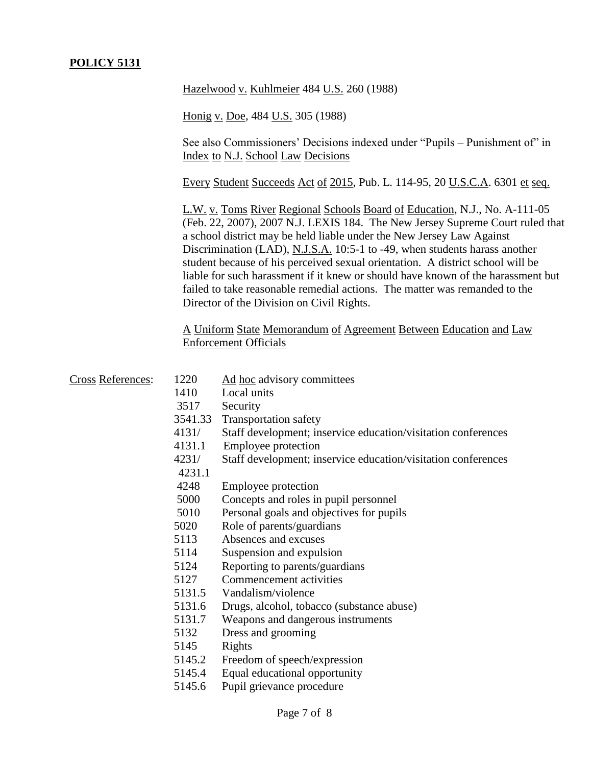**POLICY 5131**

Hazelwood v. Kuhlmeier 484 U.S. 260 (1988)

Honig v. Doe, 484 U.S. 305 (1988)

See also Commissioners' Decisions indexed under "Pupils – Punishment of" in Index to N.J. School Law Decisions

Every Student Succeeds Act of 2015, Pub. L. 114-95, 20 U.S.C.A. 6301 et seq.

L.W. v. Toms River Regional Schools Board of Education, N.J., No. A-111-05 (Feb. 22, 2007), 2007 N.J. LEXIS 184. The New Jersey Supreme Court ruled that a school district may be held liable under the New Jersey Law Against Discrimination (LAD), N.J.S.A. 10:5-1 to -49, when students harass another student because of his perceived sexual orientation. A district school will be liable for such harassment if it knew or should have known of the harassment but failed to take reasonable remedial actions. The matter was remanded to the Director of the Division on Civil Rights.

A Uniform State Memorandum of Agreement Between Education and Law Enforcement Officials

Cross References:

| | |
|---|---|
| 1220 | Ad hoc advisory committees |
| 1410 | Local units |
| 3517 | Security |
| 3541.33 | Transportation safety |
| 4131/ | Staff development; inservice education/visitation conferences |
| 4131.1 | Employee protection |
| 4231/ 4231.1 | Staff development; inservice education/visitation conferences |
| 4248 | Employee protection |
| 5000 | Concepts and roles in pupil personnel |
| 5010 | Personal goals and objectives for pupils |
| 5020 | Role of parents/guardians |
| 5113 | Absences and excuses |
| 5114 | Suspension and expulsion |
| 5124 | Reporting to parents/guardians |
| 5127 | Commencement activities |
| 5131.5 | Vandalism/violence |
| 5131.6 | Drugs, alcohol, tobacco (substance abuse) |
| 5131.7 | Weapons and dangerous instruments |
| 5132 | Dress and grooming |
| 5145 | Rights |
| 5145.2 | Freedom of speech/expression |
| 5145.4 | Equal educational opportunity |
| 5145.6 | Pupil grievance procedure |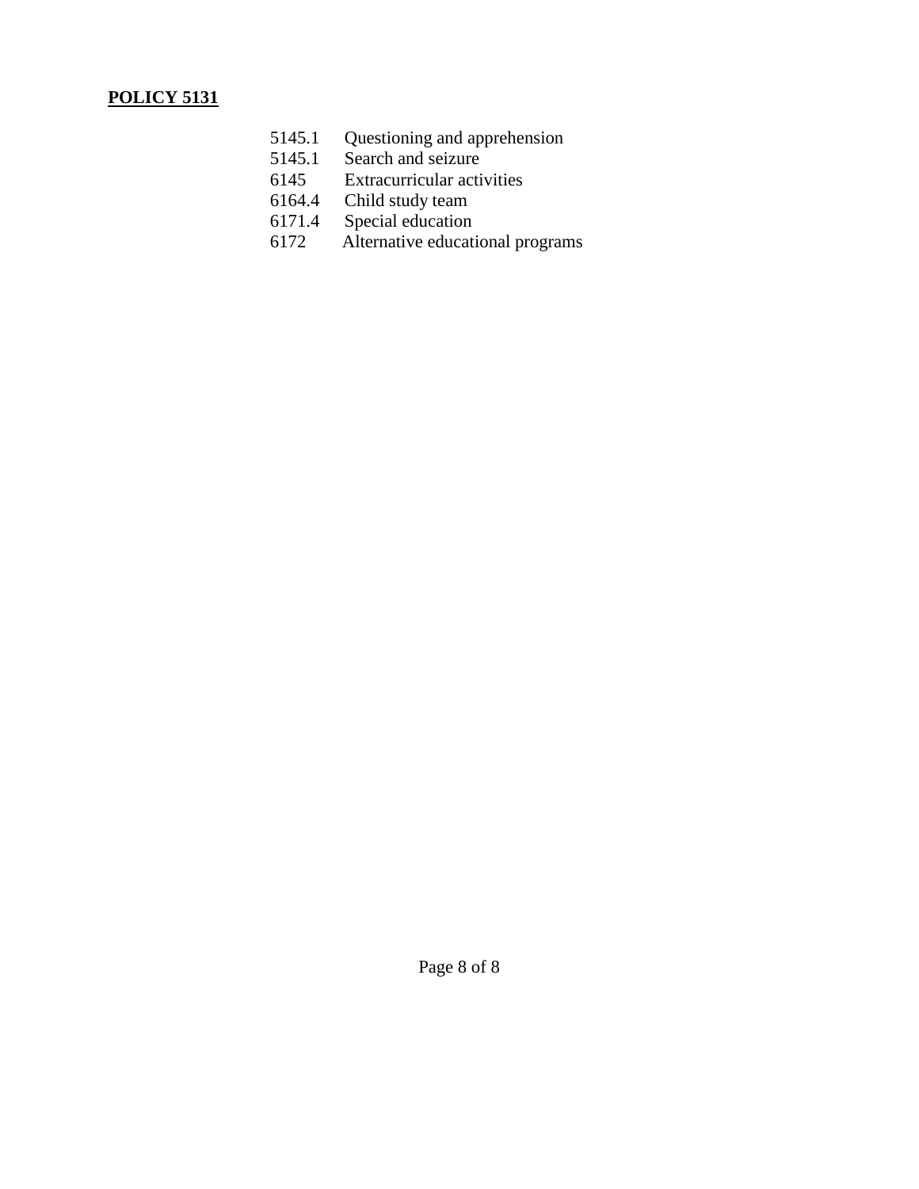**POLICY 5131**

| | |
|---|---|
| 5145.1 | Questioning and apprehension |
| 5145.1 | Search and seizure |
| 6145 | Extracurricular activities |
| 6164.4 | Child study team |
| 6171.4 | Special education |
| 6172 | Alternative educational programs |